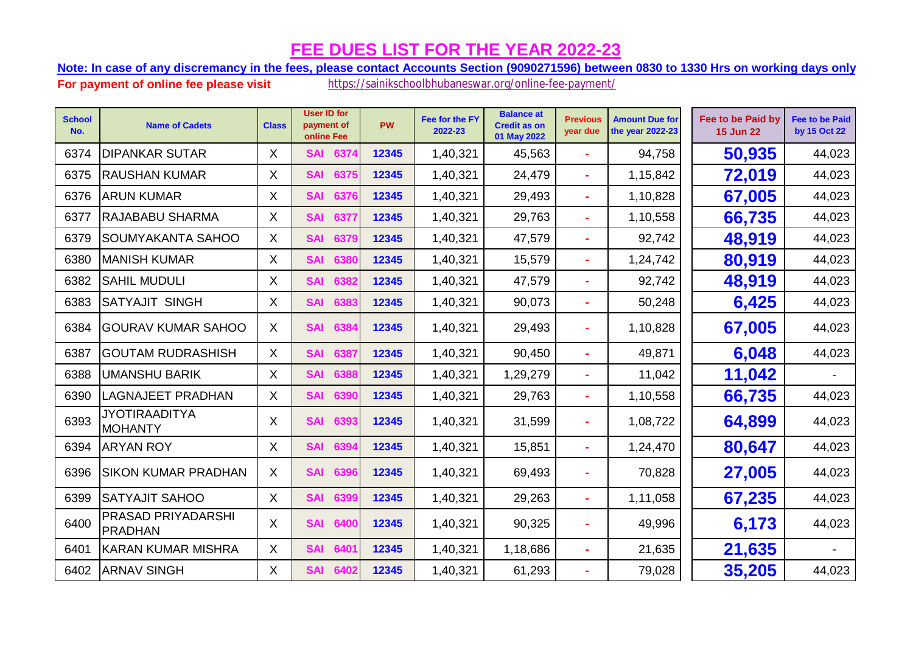# FEE DUES LIST FOR THE YEAR 2022-23

**Note: In case of any discremancy in the fees, please contact Accounts Section (9090271596) between 0830 to 1330 Hrs on working days only**

**For payment of online fee please visit** https://sainikschoolbhubaneswar.org/online-fee-payment/

| School No. | Name of Cadets | Class | User ID for payment of online Fee | PW | Fee for the FY 2022-23 | Balance at Credit as on 01 May 2022 | Previous year due | Amount Due for the year 2022-23 | Fee to be Paid by 15 Jun 22 | Fee to be Paid by 15 Oct 22 |
|---|---|---|---|---|---|---|---|---|---|---|
| 6374 | DIPANKAR SUTAR | X | SAI 6374 | 12345 | 1,40,321 | 45,563 | - | 94,758 | **50,935** | 44,023 |
| 6375 | RAUSHAN KUMAR | X | SAI 6375 | 12345 | 1,40,321 | 24,479 | - | 1,15,842 | **72,019** | 44,023 |
| 6376 | ARUN KUMAR | X | SAI 6376 | 12345 | 1,40,321 | 29,493 | - | 1,10,828 | **67,005** | 44,023 |
| 6377 | RAJABABU SHARMA | X | SAI 6377 | 12345 | 1,40,321 | 29,763 | - | 1,10,558 | **66,735** | 44,023 |
| 6379 | SOUMYAKANTA SAHOO | X | SAI 6379 | 12345 | 1,40,321 | 47,579 | - | 92,742 | **48,919** | 44,023 |
| 6380 | MANISH KUMAR | X | SAI 6380 | 12345 | 1,40,321 | 15,579 | - | 1,24,742 | **80,919** | 44,023 |
| 6382 | SAHIL MUDULI | X | SAI 6382 | 12345 | 1,40,321 | 47,579 | - | 92,742 | **48,919** | 44,023 |
| 6383 | SATYAJIT SINGH | X | SAI 6383 | 12345 | 1,40,321 | 90,073 | - | 50,248 | **6,425** | 44,023 |
| 6384 | GOURAV KUMAR SAHOO | X | SAI 6384 | 12345 | 1,40,321 | 29,493 | - | 1,10,828 | **67,005** | 44,023 |
| 6387 | GOUTAM RUDRASHISH | X | SAI 6387 | 12345 | 1,40,321 | 90,450 | - | 49,871 | **6,048** | 44,023 |
| 6388 | UMANSHU BARIK | X | SAI 6388 | 12345 | 1,40,321 | 1,29,279 | - | 11,042 | **11,042** | - |
| 6390 | LAGNAJEET PRADHAN | X | SAI 6390 | 12345 | 1,40,321 | 29,763 | - | 1,10,558 | **66,735** | 44,023 |
| 6393 | JYOTIRAADITYA MOHANTY | X | SAI 6393 | 12345 | 1,40,321 | 31,599 | - | 1,08,722 | **64,899** | 44,023 |
| 6394 | ARYAN ROY | X | SAI 6394 | 12345 | 1,40,321 | 15,851 | - | 1,24,470 | **80,647** | 44,023 |
| 6396 | SIKON KUMAR PRADHAN | X | SAI 6396 | 12345 | 1,40,321 | 69,493 | - | 70,828 | **27,005** | 44,023 |
| 6399 | SATYAJIT SAHOO | X | SAI 6399 | 12345 | 1,40,321 | 29,263 | - | 1,11,058 | **67,235** | 44,023 |
| 6400 | PRASAD PRIYADARSHI PRADHAN | X | SAI 6400 | 12345 | 1,40,321 | 90,325 | - | 49,996 | **6,173** | 44,023 |
| 6401 | KARAN KUMAR MISHRA | X | SAI 6401 | 12345 | 1,40,321 | 1,18,686 | - | 21,635 | **21,635** | - |
| 6402 | ARNAV SINGH | X | SAI 6402 | 12345 | 1,40,321 | 61,293 | - | 79,028 | **35,205** | 44,023 |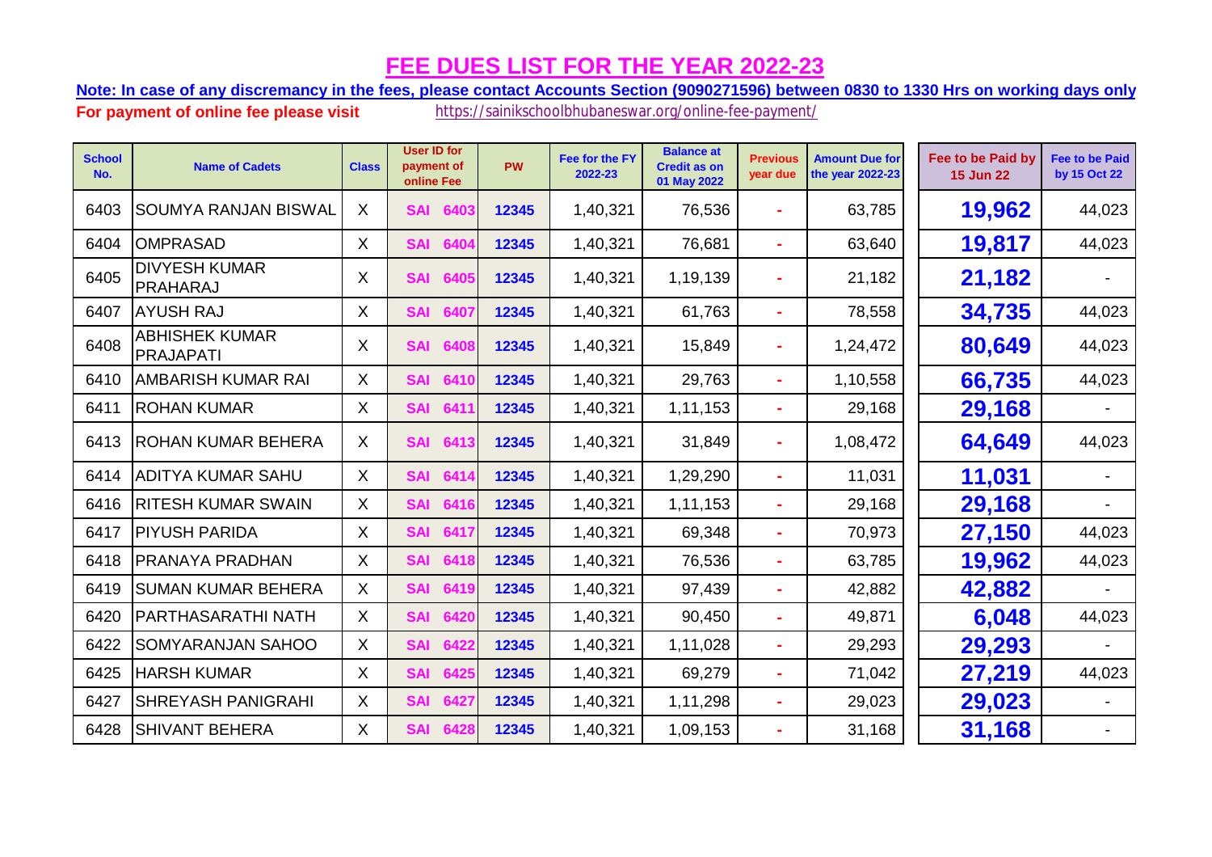# FEE DUES LIST FOR THE YEAR 2022-23

**Note: In case of any discremancy in the fees, please contact Accounts Section (9090271596) between 0830 to 1330 Hrs on working days only**

**For payment of online fee please visit** https://sainikschoolbhubaneswar.org/online-fee-payment/

| School No. | Name of Cadets | Class | User ID for payment of online Fee | | PW | Fee for the FY 2022-23 | Balance at Credit as on 01 May 2022 | Previous year due | Amount Due for the year 2022-23 | Fee to be Paid by 15 Jun 22 | Fee to be Paid by 15 Oct 22 |
|---|---|---|---|---|---|---|---|---|---|---|---|
| 6403 | SOUMYA RANJAN BISWAL | X | SAI | 6403 | 12345 | 1,40,321 | 76,536 | - | 63,785 | **19,962** | 44,023 |
| 6404 | OMPRASAD | X | SAI | 6404 | 12345 | 1,40,321 | 76,681 | - | 63,640 | **19,817** | 44,023 |
| 6405 | DIVYESH KUMAR PRAHARAJ | X | SAI | 6405 | 12345 | 1,40,321 | 1,19,139 | - | 21,182 | **21,182** | - |
| 6407 | AYUSH RAJ | X | SAI | 6407 | 12345 | 1,40,321 | 61,763 | - | 78,558 | **34,735** | 44,023 |
| 6408 | ABHISHEK KUMAR PRAJAPATI | X | SAI | 6408 | 12345 | 1,40,321 | 15,849 | - | 1,24,472 | **80,649** | 44,023 |
| 6410 | AMBARISH KUMAR RAI | X | SAI | 6410 | 12345 | 1,40,321 | 29,763 | - | 1,10,558 | **66,735** | 44,023 |
| 6411 | ROHAN KUMAR | X | SAI | 6411 | 12345 | 1,40,321 | 1,11,153 | - | 29,168 | **29,168** | - |
| 6413 | ROHAN KUMAR BEHERA | X | SAI | 6413 | 12345 | 1,40,321 | 31,849 | - | 1,08,472 | **64,649** | 44,023 |
| 6414 | ADITYA KUMAR SAHU | X | SAI | 6414 | 12345 | 1,40,321 | 1,29,290 | - | 11,031 | **11,031** | - |
| 6416 | RITESH KUMAR SWAIN | X | SAI | 6416 | 12345 | 1,40,321 | 1,11,153 | - | 29,168 | **29,168** | - |
| 6417 | PIYUSH PARIDA | X | SAI | 6417 | 12345 | 1,40,321 | 69,348 | - | 70,973 | **27,150** | 44,023 |
| 6418 | PRANAYA PRADHAN | X | SAI | 6418 | 12345 | 1,40,321 | 76,536 | - | 63,785 | **19,962** | 44,023 |
| 6419 | SUMAN KUMAR BEHERA | X | SAI | 6419 | 12345 | 1,40,321 | 97,439 | - | 42,882 | **42,882** | - |
| 6420 | PARTHASARATHI NATH | X | SAI | 6420 | 12345 | 1,40,321 | 90,450 | - | 49,871 | **6,048** | 44,023 |
| 6422 | SOMYARANJAN SAHOO | X | SAI | 6422 | 12345 | 1,40,321 | 1,11,028 | - | 29,293 | **29,293** | - |
| 6425 | HARSH KUMAR | X | SAI | 6425 | 12345 | 1,40,321 | 69,279 | - | 71,042 | **27,219** | 44,023 |
| 6427 | SHREYASH PANIGRAHI | X | SAI | 6427 | 12345 | 1,40,321 | 1,11,298 | - | 29,023 | **29,023** | - |
| 6428 | SHIVANT BEHERA | X | SAI | 6428 | 12345 | 1,40,321 | 1,09,153 | - | 31,168 | **31,168** | - |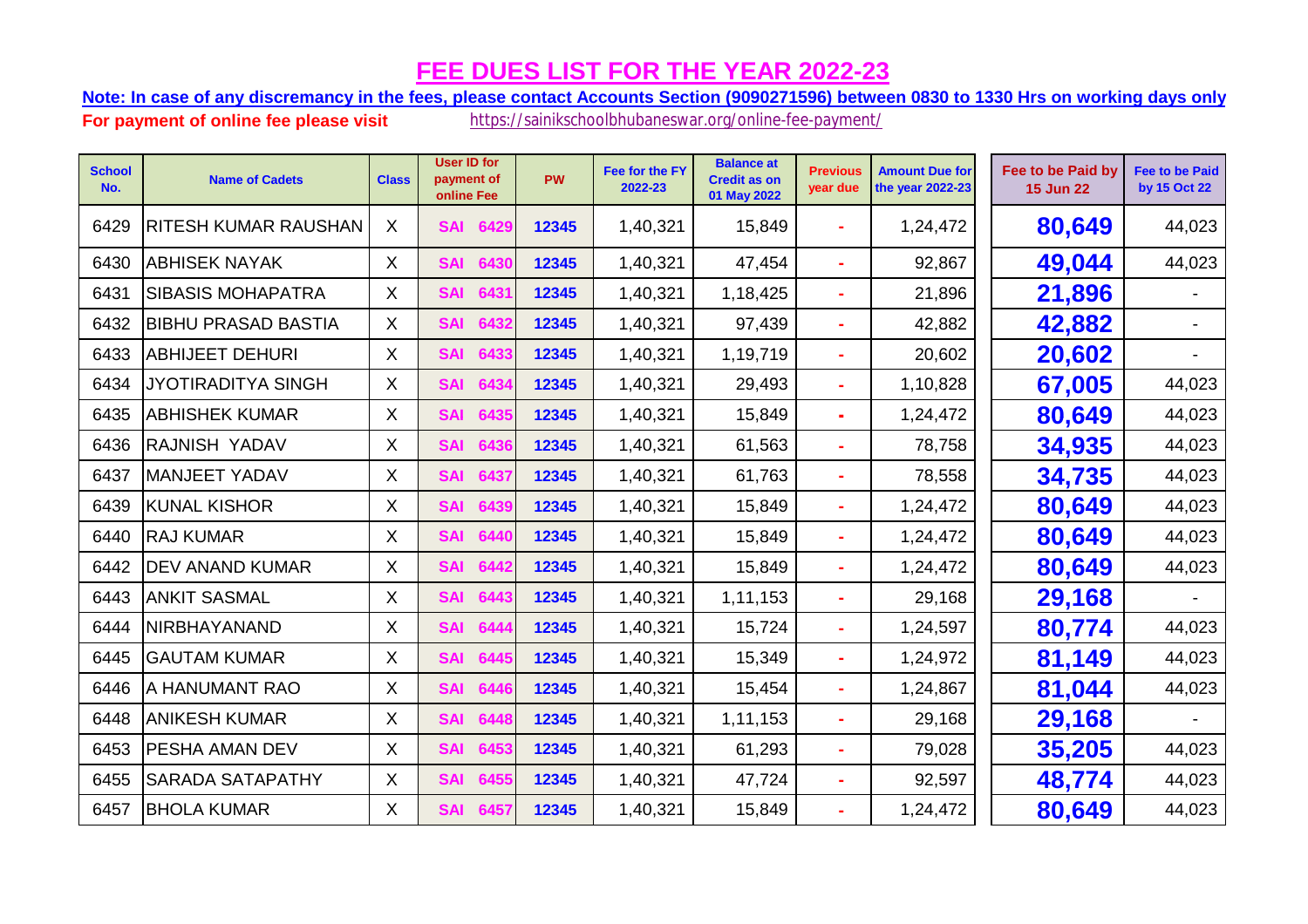# FEE DUES LIST FOR THE YEAR 2022-23

**Note: In case of any discremancy in the fees, please contact Accounts Section (9090271596) between 0830 to 1330 Hrs on working days only**

**For payment of online fee please visit** https://sainikschoolbhubaneswar.org/online-fee-payment/

| School No. | Name of Cadets | Class | User ID for payment of online Fee | PW | Fee for the FY 2022-23 | Balance at Credit as on 01 May 2022 | Previous year due | Amount Due for the year 2022-23 | Fee to be Paid by 15 Jun 22 | Fee to be Paid by 15 Oct 22 |
|---|---|---|---|---|---|---|---|---|---|---|
| 6429 | RITESH KUMAR RAUSHAN | X | SAI 6429 | 12345 | 1,40,321 | 15,849 | - | 1,24,472 | **80,649** | 44,023 |
| 6430 | ABHISEK NAYAK | X | SAI 6430 | 12345 | 1,40,321 | 47,454 | - | 92,867 | **49,044** | 44,023 |
| 6431 | SIBASIS MOHAPATRA | X | SAI 6431 | 12345 | 1,40,321 | 1,18,425 | - | 21,896 | **21,896** | - |
| 6432 | BIBHU PRASAD BASTIA | X | SAI 6432 | 12345 | 1,40,321 | 97,439 | - | 42,882 | **42,882** | - |
| 6433 | ABHIJEET DEHURI | X | SAI 6433 | 12345 | 1,40,321 | 1,19,719 | - | 20,602 | **20,602** | - |
| 6434 | JYOTIRADITYA SINGH | X | SAI 6434 | 12345 | 1,40,321 | 29,493 | - | 1,10,828 | **67,005** | 44,023 |
| 6435 | ABHISHEK KUMAR | X | SAI 6435 | 12345 | 1,40,321 | 15,849 | - | 1,24,472 | **80,649** | 44,023 |
| 6436 | RAJNISH YADAV | X | SAI 6436 | 12345 | 1,40,321 | 61,563 | - | 78,758 | **34,935** | 44,023 |
| 6437 | MANJEET YADAV | X | SAI 6437 | 12345 | 1,40,321 | 61,763 | - | 78,558 | **34,735** | 44,023 |
| 6439 | KUNAL KISHOR | X | SAI 6439 | 12345 | 1,40,321 | 15,849 | - | 1,24,472 | **80,649** | 44,023 |
| 6440 | RAJ KUMAR | X | SAI 6440 | 12345 | 1,40,321 | 15,849 | - | 1,24,472 | **80,649** | 44,023 |
| 6442 | DEV ANAND KUMAR | X | SAI 6442 | 12345 | 1,40,321 | 15,849 | - | 1,24,472 | **80,649** | 44,023 |
| 6443 | ANKIT SASMAL | X | SAI 6443 | 12345 | 1,40,321 | 1,11,153 | - | 29,168 | **29,168** | - |
| 6444 | NIRBHAYANAND | X | SAI 6444 | 12345 | 1,40,321 | 15,724 | - | 1,24,597 | **80,774** | 44,023 |
| 6445 | GAUTAM KUMAR | X | SAI 6445 | 12345 | 1,40,321 | 15,349 | - | 1,24,972 | **81,149** | 44,023 |
| 6446 | A HANUMANT RAO | X | SAI 6446 | 12345 | 1,40,321 | 15,454 | - | 1,24,867 | **81,044** | 44,023 |
| 6448 | ANIKESH KUMAR | X | SAI 6448 | 12345 | 1,40,321 | 1,11,153 | - | 29,168 | **29,168** | - |
| 6453 | PESHA AMAN DEV | X | SAI 6453 | 12345 | 1,40,321 | 61,293 | - | 79,028 | **35,205** | 44,023 |
| 6455 | SARADA SATAPATHY | X | SAI 6455 | 12345 | 1,40,321 | 47,724 | - | 92,597 | **48,774** | 44,023 |
| 6457 | BHOLA KUMAR | X | SAI 6457 | 12345 | 1,40,321 | 15,849 | - | 1,24,472 | **80,649** | 44,023 |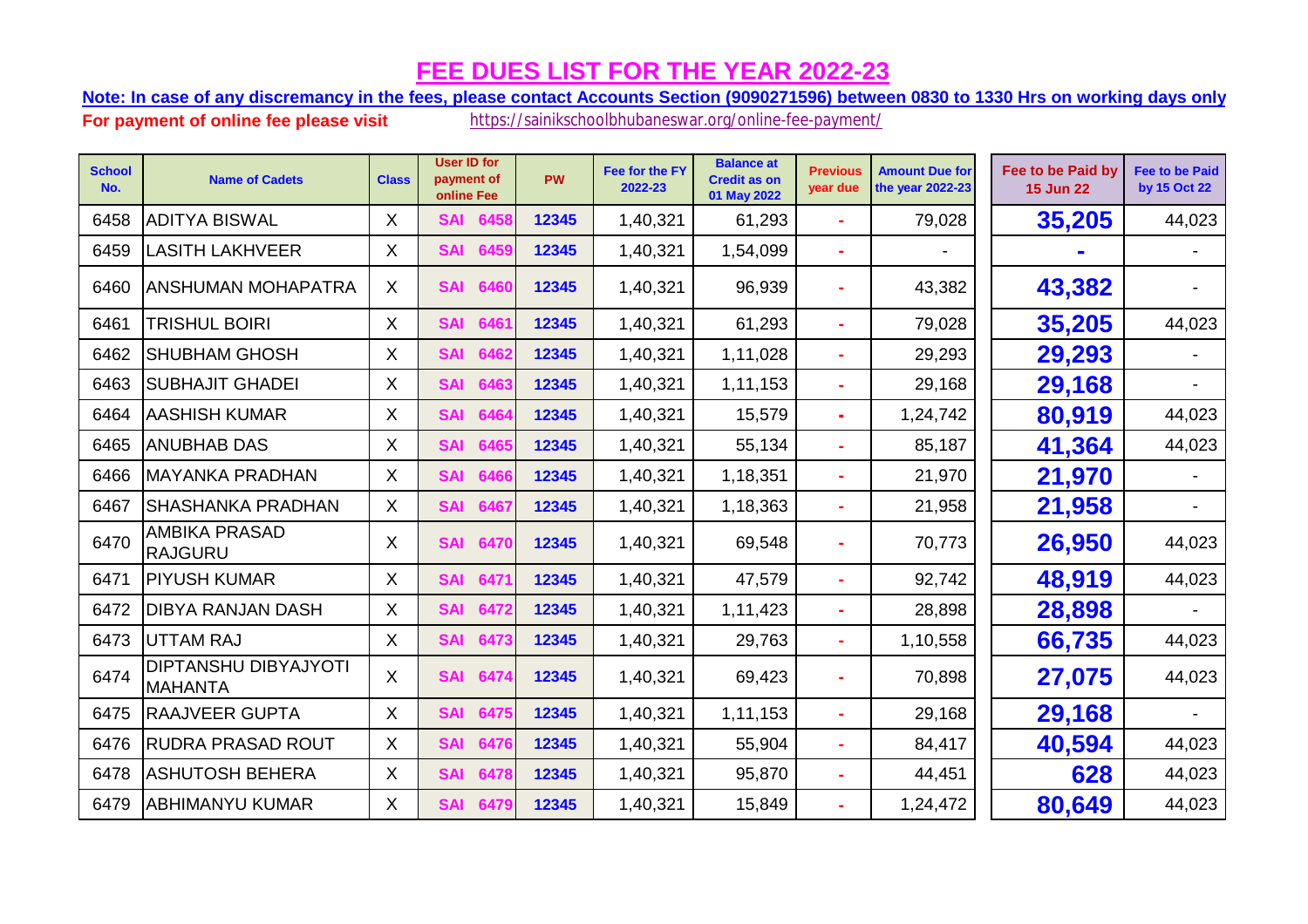# FEE DUES LIST FOR THE YEAR 2022-23

**Note: In case of any discremancy in the fees, please contact Accounts Section (9090271596) between 0830 to 1330 Hrs on working days only**

**For payment of online fee please visit** https://sainikschoolbhubaneswar.org/online-fee-payment/

| School No. | Name of Cadets | Class | User ID for payment of online Fee | PW | Fee for the FY 2022-23 | Balance at Credit as on 01 May 2022 | Previous year due | Amount Due for the year 2022-23 | Fee to be Paid by 15 Jun 22 | Fee to be Paid by 15 Oct 22 |
|---|---|---|---|---|---|---|---|---|---|---|
| 6458 | ADITYA BISWAL | X | SAI 6458 | 12345 | 1,40,321 | 61,293 | - | 79,028 | **35,205** | 44,023 |
| 6459 | LASITH LAKHVEER | X | SAI 6459 | 12345 | 1,40,321 | 1,54,099 | - | - | - | - |
| 6460 | ANSHUMAN MOHAPATRA | X | SAI 6460 | 12345 | 1,40,321 | 96,939 | - | 43,382 | **43,382** | - |
| 6461 | TRISHUL BOIRI | X | SAI 6461 | 12345 | 1,40,321 | 61,293 | - | 79,028 | **35,205** | 44,023 |
| 6462 | SHUBHAM GHOSH | X | SAI 6462 | 12345 | 1,40,321 | 1,11,028 | - | 29,293 | **29,293** | - |
| 6463 | SUBHAJIT GHADEI | X | SAI 6463 | 12345 | 1,40,321 | 1,11,153 | - | 29,168 | **29,168** | - |
| 6464 | AASHISH KUMAR | X | SAI 6464 | 12345 | 1,40,321 | 15,579 | - | 1,24,742 | **80,919** | 44,023 |
| 6465 | ANUBHAB DAS | X | SAI 6465 | 12345 | 1,40,321 | 55,134 | - | 85,187 | **41,364** | 44,023 |
| 6466 | MAYANKA PRADHAN | X | SAI 6466 | 12345 | 1,40,321 | 1,18,351 | - | 21,970 | **21,970** | - |
| 6467 | SHASHANKA PRADHAN | X | SAI 6467 | 12345 | 1,40,321 | 1,18,363 | - | 21,958 | **21,958** | - |
| 6470 | AMBIKA PRASAD RAJGURU | X | SAI 6470 | 12345 | 1,40,321 | 69,548 | - | 70,773 | **26,950** | 44,023 |
| 6471 | PIYUSH KUMAR | X | SAI 6471 | 12345 | 1,40,321 | 47,579 | - | 92,742 | **48,919** | 44,023 |
| 6472 | DIBYA RANJAN DASH | X | SAI 6472 | 12345 | 1,40,321 | 1,11,423 | - | 28,898 | **28,898** | - |
| 6473 | UTTAM RAJ | X | SAI 6473 | 12345 | 1,40,321 | 29,763 | - | 1,10,558 | **66,735** | 44,023 |
| 6474 | DIPTANSHU DIBYAJYOTI MAHANTA | X | SAI 6474 | 12345 | 1,40,321 | 69,423 | - | 70,898 | **27,075** | 44,023 |
| 6475 | RAAJVEER GUPTA | X | SAI 6475 | 12345 | 1,40,321 | 1,11,153 | - | 29,168 | **29,168** | - |
| 6476 | RUDRA PRASAD ROUT | X | SAI 6476 | 12345 | 1,40,321 | 55,904 | - | 84,417 | **40,594** | 44,023 |
| 6478 | ASHUTOSH BEHERA | X | SAI 6478 | 12345 | 1,40,321 | 95,870 | - | 44,451 | **628** | 44,023 |
| 6479 | ABHIMANYU KUMAR | X | SAI 6479 | 12345 | 1,40,321 | 15,849 | - | 1,24,472 | **80,649** | 44,023 |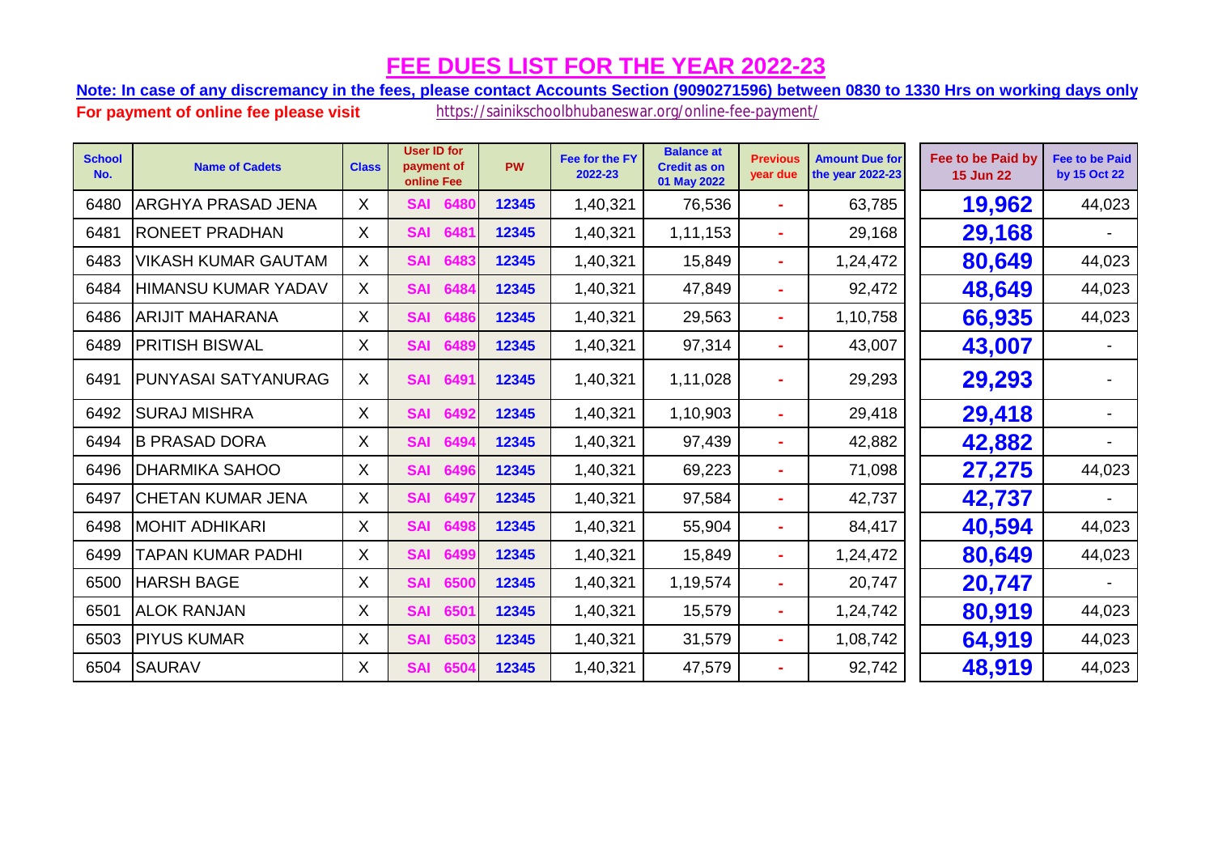# FEE DUES LIST FOR THE YEAR 2022-23

**Note: In case of any discremancy in the fees, please contact Accounts Section (9090271596) between 0830 to 1330 Hrs on working days only**

**For payment of online fee please visit** https://sainikschoolbhubaneswar.org/online-fee-payment/

| School No. | Name of Cadets | Class | User ID for payment of online Fee | PW | Fee for the FY 2022-23 | Balance at Credit as on 01 May 2022 | Previous year due | Amount Due for the year 2022-23 | Fee to be Paid by 15 Jun 22 | Fee to be Paid by 15 Oct 22 |
|---|---|---|---|---|---|---|---|---|---|---|
| 6480 | ARGHYA PRASAD JENA | X | SAI 6480 | 12345 | 1,40,321 | 76,536 | - | 63,785 | 19,962 | 44,023 |
| 6481 | RONEET PRADHAN | X | SAI 6481 | 12345 | 1,40,321 | 1,11,153 | - | 29,168 | 29,168 | - |
| 6483 | VIKASH KUMAR GAUTAM | X | SAI 6483 | 12345 | 1,40,321 | 15,849 | - | 1,24,472 | 80,649 | 44,023 |
| 6484 | HIMANSU KUMAR YADAV | X | SAI 6484 | 12345 | 1,40,321 | 47,849 | - | 92,472 | 48,649 | 44,023 |
| 6486 | ARIJIT MAHARANA | X | SAI 6486 | 12345 | 1,40,321 | 29,563 | - | 1,10,758 | 66,935 | 44,023 |
| 6489 | PRITISH BISWAL | X | SAI 6489 | 12345 | 1,40,321 | 97,314 | - | 43,007 | 43,007 | - |
| 6491 | PUNYASAI SATYANURAG | X | SAI 6491 | 12345 | 1,40,321 | 1,11,028 | - | 29,293 | 29,293 | - |
| 6492 | SURAJ MISHRA | X | SAI 6492 | 12345 | 1,40,321 | 1,10,903 | - | 29,418 | 29,418 | - |
| 6494 | B PRASAD DORA | X | SAI 6494 | 12345 | 1,40,321 | 97,439 | - | 42,882 | 42,882 | - |
| 6496 | DHARMIKA SAHOO | X | SAI 6496 | 12345 | 1,40,321 | 69,223 | - | 71,098 | 27,275 | 44,023 |
| 6497 | CHETAN KUMAR JENA | X | SAI 6497 | 12345 | 1,40,321 | 97,584 | - | 42,737 | 42,737 | - |
| 6498 | MOHIT ADHIKARI | X | SAI 6498 | 12345 | 1,40,321 | 55,904 | - | 84,417 | 40,594 | 44,023 |
| 6499 | TAPAN KUMAR PADHI | X | SAI 6499 | 12345 | 1,40,321 | 15,849 | - | 1,24,472 | 80,649 | 44,023 |
| 6500 | HARSH BAGE | X | SAI 6500 | 12345 | 1,40,321 | 1,19,574 | - | 20,747 | 20,747 | - |
| 6501 | ALOK RANJAN | X | SAI 6501 | 12345 | 1,40,321 | 15,579 | - | 1,24,742 | 80,919 | 44,023 |
| 6503 | PIYUS KUMAR | X | SAI 6503 | 12345 | 1,40,321 | 31,579 | - | 1,08,742 | 64,919 | 44,023 |
| 6504 | SAURAV | X | SAI 6504 | 12345 | 1,40,321 | 47,579 | - | 92,742 | 48,919 | 44,023 |